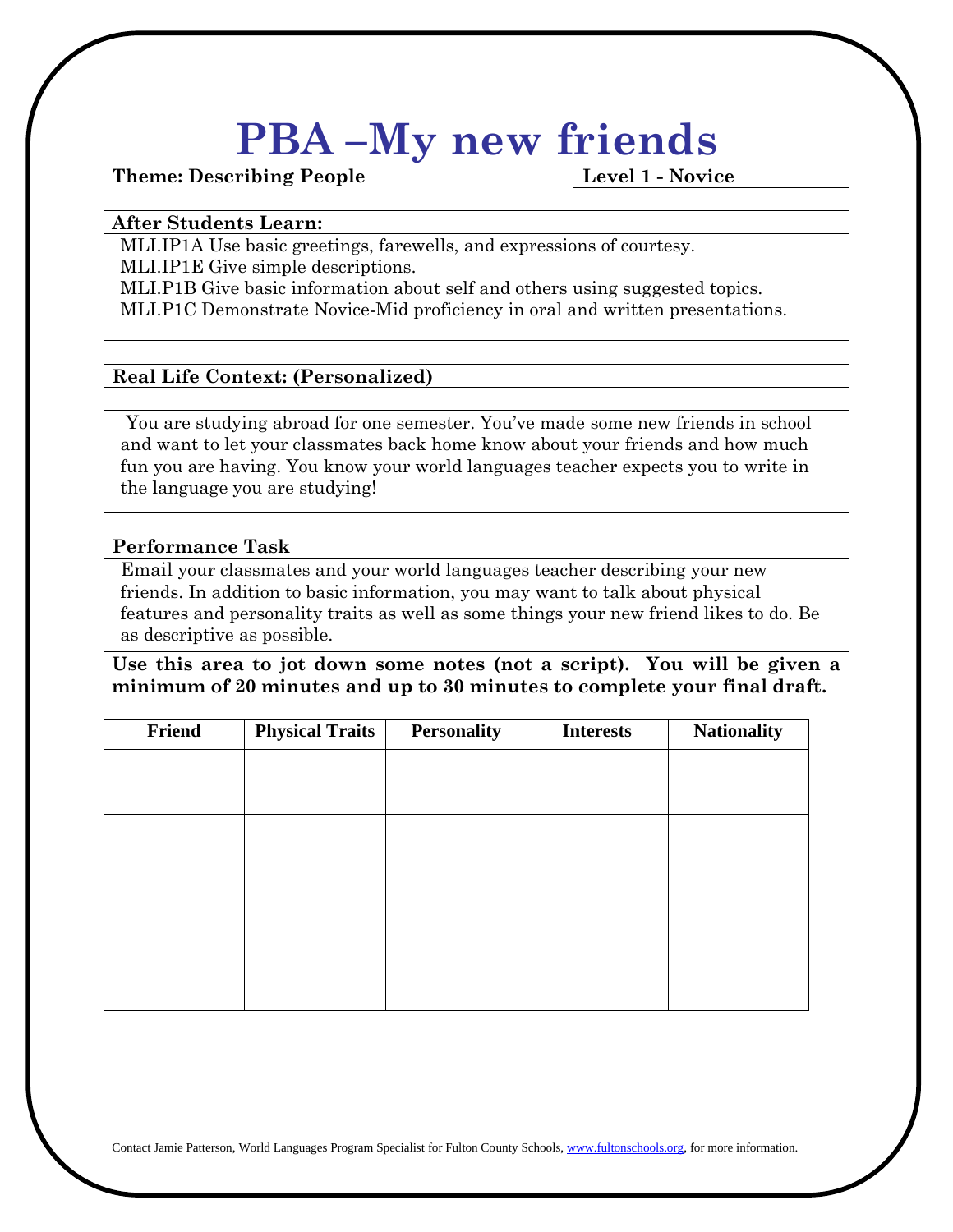# PBA –My new friends

**Theme: Describing People** **Level 1 - Novice**

**After Students Learn:**

MLI.IP1A Use basic greetings, farewells, and expressions of courtesy.
MLI.IP1E Give simple descriptions.
MLI.P1B Give basic information about self and others using suggested topics.
MLI.P1C Demonstrate Novice-Mid proficiency in oral and written presentations.

**Real Life Context: (Personalized)**

You are studying abroad for one semester. You've made some new friends in school and want to let your classmates back home know about your friends and how much fun you are having. You know your world languages teacher expects you to write in the language you are studying!

**Performance Task**

Email your classmates and your world languages teacher describing your new friends. In addition to basic information, you may want to talk about physical features and personality traits as well as some things your new friend likes to do. Be as descriptive as possible.

**Use this area to jot down some notes (not a script). You will be given a minimum of 20 minutes and up to 30 minutes to complete your final draft.**

| Friend | Physical Traits | Personality | Interests | Nationality |
|---|---|---|---|---|
| | | | | |
| | | | | |
| | | | | |
| | | | | |

Contact Jamie Patterson, World Languages Program Specialist for Fulton County Schools, www.fultonschools.org, for more information.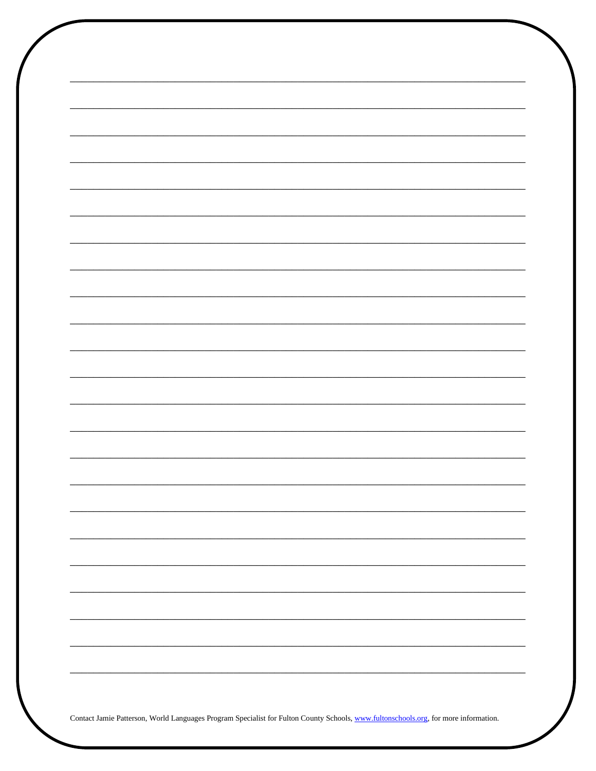Contact Jamie Patterson, World Languages Program Specialist for Fulton County Schools, [www.fultonschools.org](http://www.fultonschools.org), for more information.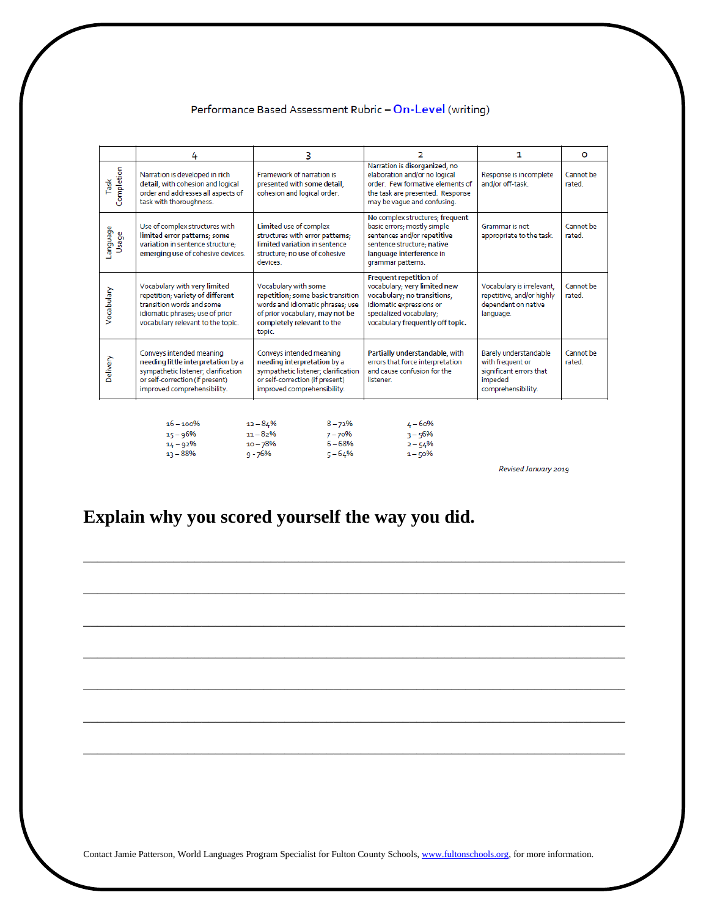Performance Based Assessment Rubric – **On-Level** (writing)

| | 4 | 3 | 2 | 1 | 0 |
|---|---|---|---|---|---|
| Task Completion | Narration is developed in rich **detail**, with cohesion and logical order and addresses all aspects of task with thoroughness. | Framework of narration is presented with **some detail**, cohesion and logical order. | Narration is **disorganized**, no elaboration and/or no logical order. Few formative elements of the task are presented. Response may be vague and confusing. | Response is incomplete and/or off-task. | Cannot be rated. |
| Language Usage | Use of complex structures with **limited error patterns**; **some variation** in sentence structure; **emerging** use of cohesive devices. | **Limited** use of complex structures with **error patterns**; **limited variation** in sentence structure; no use of cohesive devices. | **No** complex structures; **frequent** basic errors; mostly simple sentences and/or **repetitive** sentence structure; **native language interference** in grammar patterns. | Grammar is not appropriate to the task. | Cannot be rated. |
| Vocabulary | Vocabulary with **very limited** repetition; **variety of different** transition words and some idiomatic phrases; use of prior vocabulary relevant to the topic. | Vocabulary with **some repetition; some basic transition** words and idiomatic phrases; use of prior vocabulary, **may not be** completely relevant to the topic. | **Frequent repetition** of vocabulary; **very limited new vocabulary; no transitions,** idiomatic expressions or specialized vocabulary; vocabulary **frequently off topic.** | Vocabulary is irrelevant, repetitive, and/or highly dependent on native language. | Cannot be rated. |
| Delivery | Conveys intended meaning **needing little interpretation** by a sympathetic listener; clarification or self-correction (if present) improved comprehensibility. | Conveys intended meaning **needing interpretation** by a sympathetic listener; clarification or self-correction (if present) improved comprehensibility. | **Partially understandable**, with errors that force interpretation and cause confusion for the listener. | Barely understandable with frequent or significant errors that impeded comprehensibility. | Cannot be rated. |

| | | | |
|---|---|---|---|
| 16 – 100% | 12 – 84% | 8 – 72% | 4 – 60% |
| 15 – 96% | 11 – 82% | 7 – 70% | 3 – 56% |
| 14 – 92% | 10 – 78% | 6 – 68% | 2 – 54% |
| 13 – 88% | 9 - 76% | 5 – 64% | 1 – 50% |

*Revised January 2019*

# Explain why you scored yourself the way you did.

_______________________________________________________________

_______________________________________________________________

_______________________________________________________________

_______________________________________________________________

_______________________________________________________________

_______________________________________________________________

_______________________________________________________________

Contact Jamie Patterson, World Languages Program Specialist for Fulton County Schools, www.fultonschools.org, for more information.